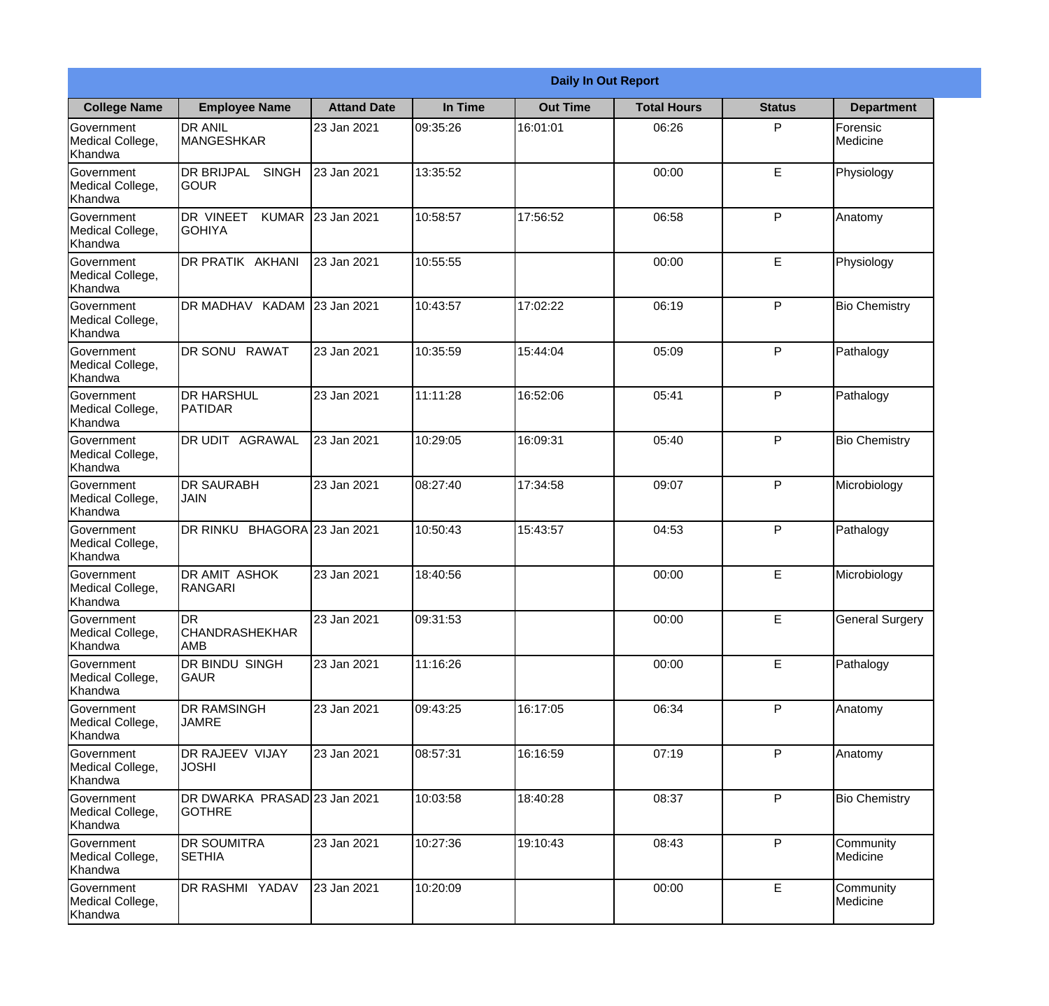| Daily In Out Report | | | | | | | |
|---|---|---|---|---|---|---|---|
| **College Name** | **Employee Name** | **Attand Date** | **In Time** | **Out Time** | **Total Hours** | **Status** | **Department** |
| Government Medical College, Khandwa | DR ANIL MANGESHKAR | 23 Jan 2021 | 09:35:26 | 16:01:01 | 06:26 | P | Forensic Medicine |
| Government Medical College, Khandwa | DR BRIJPAL SINGH GOUR | 23 Jan 2021 | 13:35:52 | | 00:00 | E | Physiology |
| Government Medical College, Khandwa | DR VINEET KUMAR GOHIYA | 23 Jan 2021 | 10:58:57 | 17:56:52 | 06:58 | P | Anatomy |
| Government Medical College, Khandwa | DR PRATIK AKHANI | 23 Jan 2021 | 10:55:55 | | 00:00 | E | Physiology |
| Government Medical College, Khandwa | DR MADHAV KADAM | 23 Jan 2021 | 10:43:57 | 17:02:22 | 06:19 | P | Bio Chemistry |
| Government Medical College, Khandwa | DR SONU RAWAT | 23 Jan 2021 | 10:35:59 | 15:44:04 | 05:09 | P | Pathalogy |
| Government Medical College, Khandwa | DR HARSHUL PATIDAR | 23 Jan 2021 | 11:11:28 | 16:52:06 | 05:41 | P | Pathalogy |
| Government Medical College, Khandwa | DR UDIT AGRAWAL | 23 Jan 2021 | 10:29:05 | 16:09:31 | 05:40 | P | Bio Chemistry |
| Government Medical College, Khandwa | DR SAURABH JAIN | 23 Jan 2021 | 08:27:40 | 17:34:58 | 09:07 | P | Microbiology |
| Government Medical College, Khandwa | DR RINKU BHAGORA | 23 Jan 2021 | 10:50:43 | 15:43:57 | 04:53 | P | Pathalogy |
| Government Medical College, Khandwa | DR AMIT ASHOK RANGARI | 23 Jan 2021 | 18:40:56 | | 00:00 | E | Microbiology |
| Government Medical College, Khandwa | DR CHANDRASHEKHAR AMB | 23 Jan 2021 | 09:31:53 | | 00:00 | E | General Surgery |
| Government Medical College, Khandwa | DR BINDU SINGH GAUR | 23 Jan 2021 | 11:16:26 | | 00:00 | E | Pathalogy |
| Government Medical College, Khandwa | DR RAMSINGH JAMRE | 23 Jan 2021 | 09:43:25 | 16:17:05 | 06:34 | P | Anatomy |
| Government Medical College, Khandwa | DR RAJEEV VIJAY JOSHI | 23 Jan 2021 | 08:57:31 | 16:16:59 | 07:19 | P | Anatomy |
| Government Medical College, Khandwa | DR DWARKA PRASAD GOTHRE | 23 Jan 2021 | 10:03:58 | 18:40:28 | 08:37 | P | Bio Chemistry |
| Government Medical College, Khandwa | DR SOUMITRA SETHIA | 23 Jan 2021 | 10:27:36 | 19:10:43 | 08:43 | P | Community Medicine |
| Government Medical College, Khandwa | DR RASHMI YADAV | 23 Jan 2021 | 10:20:09 | | 00:00 | E | Community Medicine |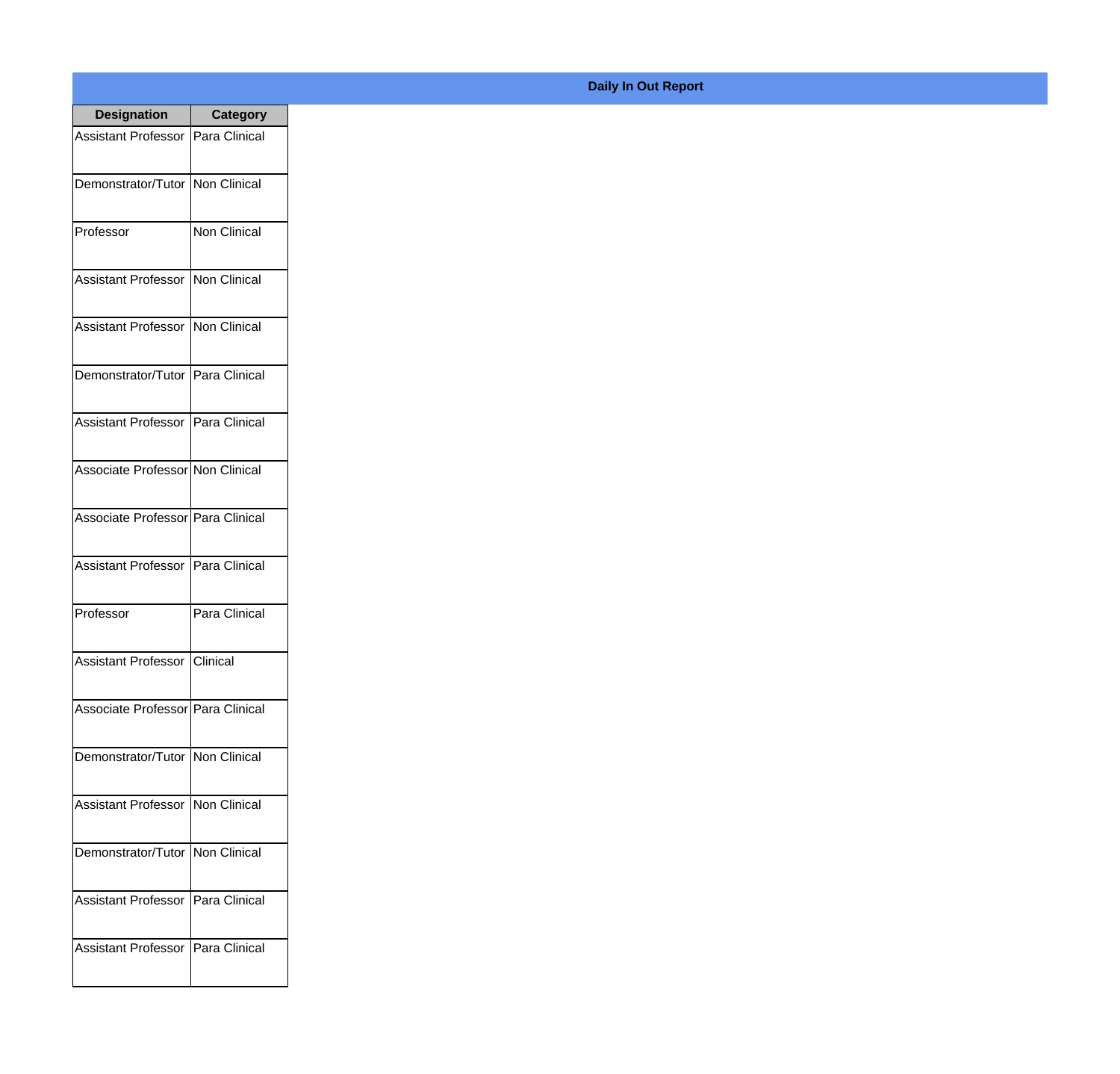**Daily In Out Report**

| Designation | Category |
|---|---|
| Assistant Professor | Para Clinical |
| Demonstrator/Tutor | Non Clinical |
| Professor | Non Clinical |
| Assistant Professor | Non Clinical |
| Assistant Professor | Non Clinical |
| Demonstrator/Tutor | Para Clinical |
| Assistant Professor | Para Clinical |
| Associate Professor | Non Clinical |
| Associate Professor | Para Clinical |
| Assistant Professor | Para Clinical |
| Professor | Para Clinical |
| Assistant Professor | Clinical |
| Associate Professor | Para Clinical |
| Demonstrator/Tutor | Non Clinical |
| Assistant Professor | Non Clinical |
| Demonstrator/Tutor | Non Clinical |
| Assistant Professor | Para Clinical |
| Assistant Professor | Para Clinical |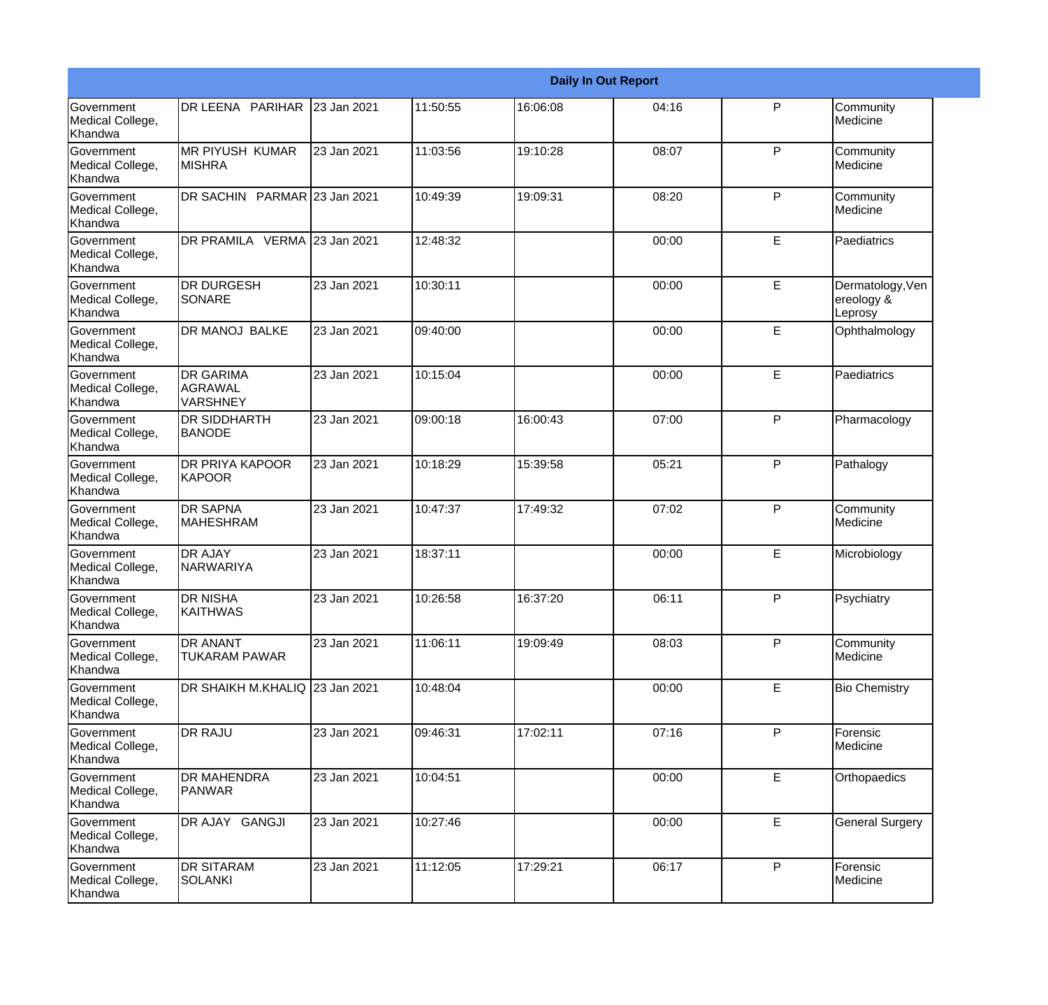| Daily In Out Report | | | | | | | |
|---|---|---|---|---|---|---|---|
| Government Medical College, Khandwa | DR LEENA PARIHAR | 23 Jan 2021 | 11:50:55 | 16:06:08 | 04:16 | P | Community Medicine |
| Government Medical College, Khandwa | MR PIYUSH KUMAR MISHRA | 23 Jan 2021 | 11:03:56 | 19:10:28 | 08:07 | P | Community Medicine |
| Government Medical College, Khandwa | DR SACHIN PARMAR | 23 Jan 2021 | 10:49:39 | 19:09:31 | 08:20 | P | Community Medicine |
| Government Medical College, Khandwa | DR PRAMILA VERMA | 23 Jan 2021 | 12:48:32 | | 00:00 | E | Paediatrics |
| Government Medical College, Khandwa | DR DURGESH SONARE | 23 Jan 2021 | 10:30:11 | | 00:00 | E | Dermatology,Venereology & Leprosy |
| Government Medical College, Khandwa | DR MANOJ BALKE | 23 Jan 2021 | 09:40:00 | | 00:00 | E | Ophthalmology |
| Government Medical College, Khandwa | DR GARIMA AGRAWAL VARSHNEY | 23 Jan 2021 | 10:15:04 | | 00:00 | E | Paediatrics |
| Government Medical College, Khandwa | DR SIDDHARTH BANODE | 23 Jan 2021 | 09:00:18 | 16:00:43 | 07:00 | P | Pharmacology |
| Government Medical College, Khandwa | DR PRIYA KAPOOR KAPOOR | 23 Jan 2021 | 10:18:29 | 15:39:58 | 05:21 | P | Pathalogy |
| Government Medical College, Khandwa | DR SAPNA MAHESHRAM | 23 Jan 2021 | 10:47:37 | 17:49:32 | 07:02 | P | Community Medicine |
| Government Medical College, Khandwa | DR AJAY NARWARIYA | 23 Jan 2021 | 18:37:11 | | 00:00 | E | Microbiology |
| Government Medical College, Khandwa | DR NISHA KAITHWAS | 23 Jan 2021 | 10:26:58 | 16:37:20 | 06:11 | P | Psychiatry |
| Government Medical College, Khandwa | DR ANANT TUKARAM PAWAR | 23 Jan 2021 | 11:06:11 | 19:09:49 | 08:03 | P | Community Medicine |
| Government Medical College, Khandwa | DR SHAIKH M.KHALIQ | 23 Jan 2021 | 10:48:04 | | 00:00 | E | Bio Chemistry |
| Government Medical College, Khandwa | DR RAJU | 23 Jan 2021 | 09:46:31 | 17:02:11 | 07:16 | P | Forensic Medicine |
| Government Medical College, Khandwa | DR MAHENDRA PANWAR | 23 Jan 2021 | 10:04:51 | | 00:00 | E | Orthopaedics |
| Government Medical College, Khandwa | DR AJAY GANGJI | 23 Jan 2021 | 10:27:46 | | 00:00 | E | General Surgery |
| Government Medical College, Khandwa | DR SITARAM SOLANKI | 23 Jan 2021 | 11:12:05 | 17:29:21 | 06:17 | P | Forensic Medicine |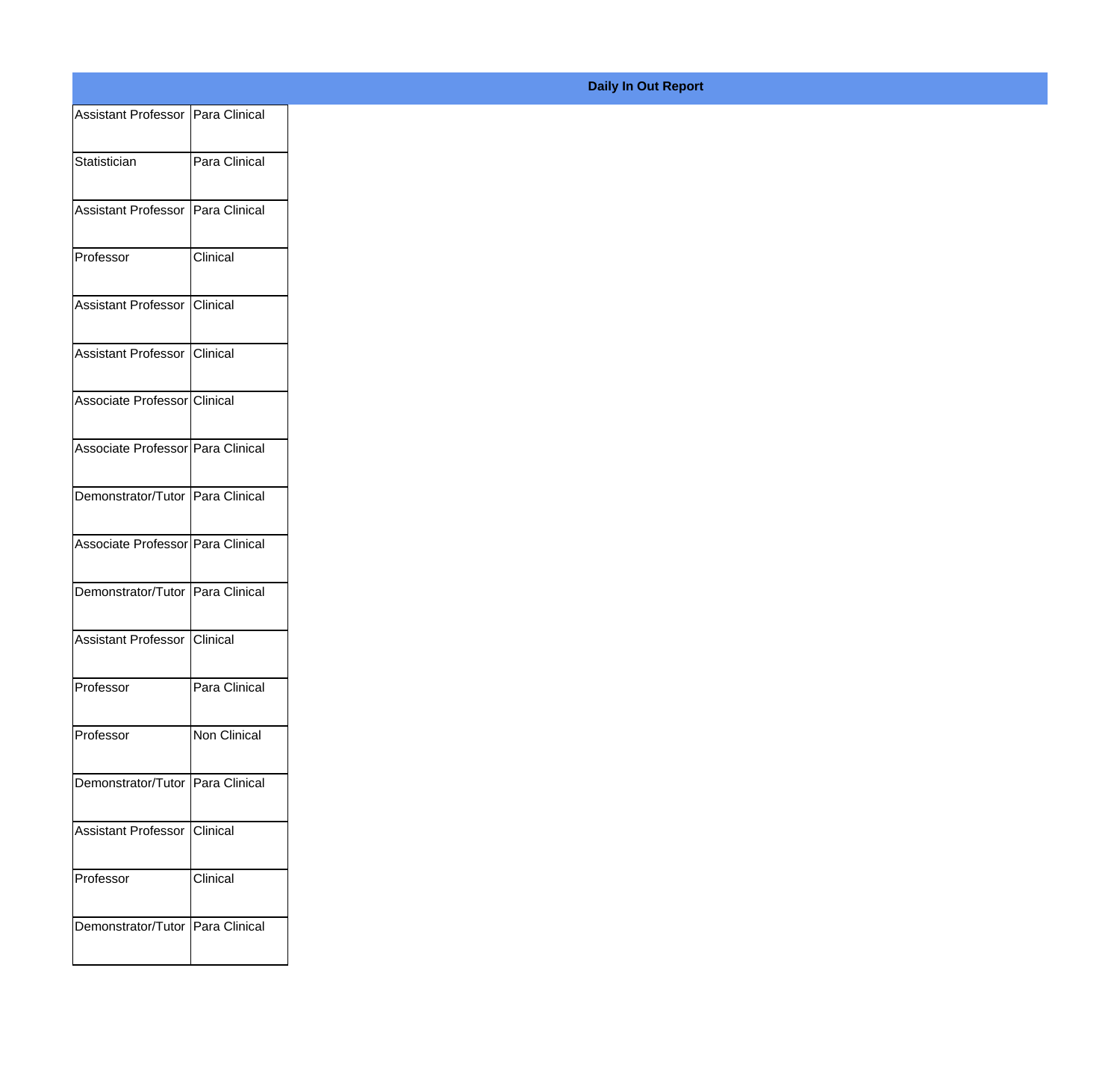**Daily In Out Report**

| | |
|---|---|
| Assistant Professor | Para Clinical |
| Statistician | Para Clinical |
| Assistant Professor | Para Clinical |
| Professor | Clinical |
| Assistant Professor | Clinical |
| Assistant Professor | Clinical |
| Associate Professor | Clinical |
| Associate Professor | Para Clinical |
| Demonstrator/Tutor | Para Clinical |
| Associate Professor | Para Clinical |
| Demonstrator/Tutor | Para Clinical |
| Assistant Professor | Clinical |
| Professor | Para Clinical |
| Professor | Non Clinical |
| Demonstrator/Tutor | Para Clinical |
| Assistant Professor | Clinical |
| Professor | Clinical |
| Demonstrator/Tutor | Para Clinical |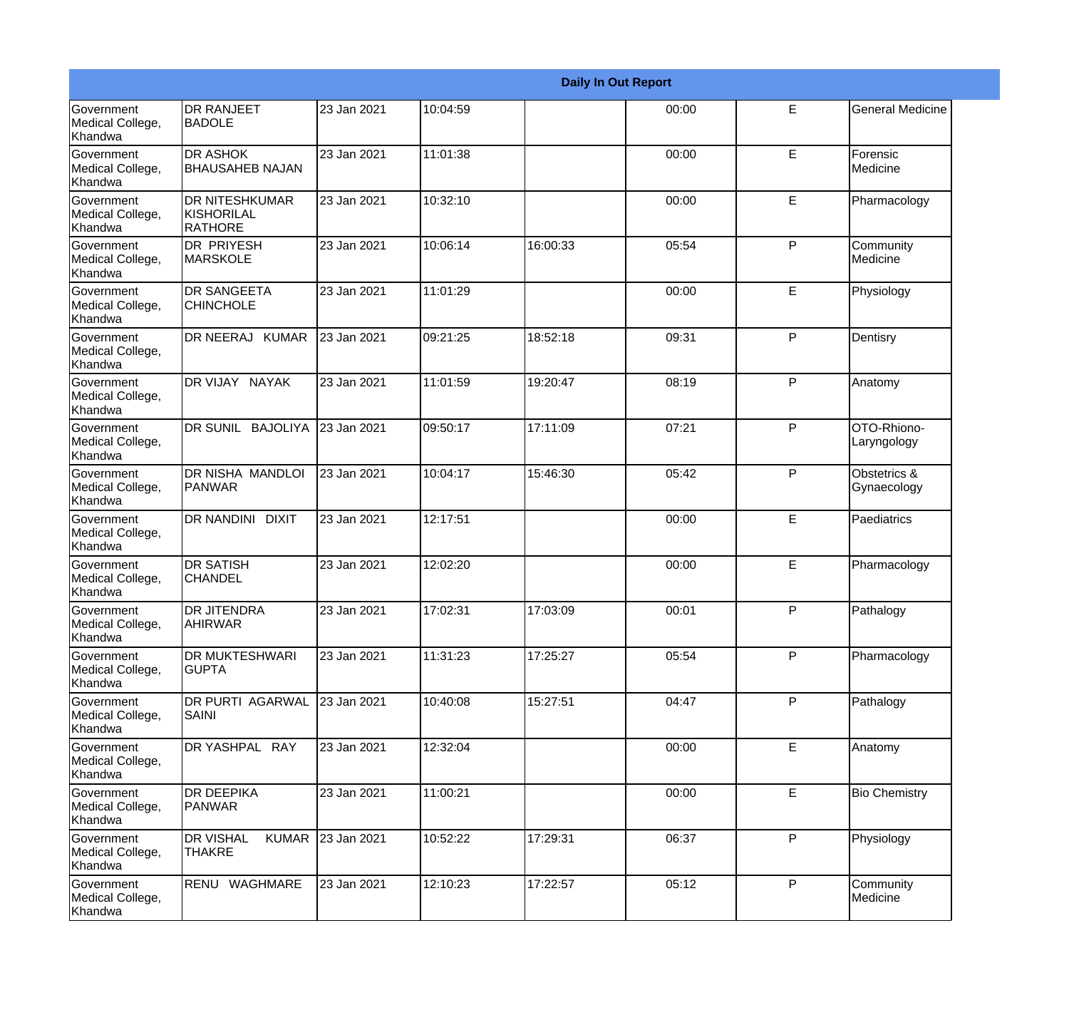| Daily In Out Report | | | | | | | |
|---|---|---|---|---|---|---|---|
| Government Medical College, Khandwa | DR RANJEET BADOLE | 23 Jan 2021 | 10:04:59 | | 00:00 | E | General Medicine |
| Government Medical College, Khandwa | DR ASHOK BHAUSAHEB NAJAN | 23 Jan 2021 | 11:01:38 | | 00:00 | E | Forensic Medicine |
| Government Medical College, Khandwa | DR NITESHKUMAR KISHORILAL RATHORE | 23 Jan 2021 | 10:32:10 | | 00:00 | E | Pharmacology |
| Government Medical College, Khandwa | DR PRIYESH MARSKOLE | 23 Jan 2021 | 10:06:14 | 16:00:33 | 05:54 | P | Community Medicine |
| Government Medical College, Khandwa | DR SANGEETA CHINCHOLE | 23 Jan 2021 | 11:01:29 | | 00:00 | E | Physiology |
| Government Medical College, Khandwa | DR NEERAJ KUMAR | 23 Jan 2021 | 09:21:25 | 18:52:18 | 09:31 | P | Dentisry |
| Government Medical College, Khandwa | DR VIJAY NAYAK | 23 Jan 2021 | 11:01:59 | 19:20:47 | 08:19 | P | Anatomy |
| Government Medical College, Khandwa | DR SUNIL BAJOLIYA | 23 Jan 2021 | 09:50:17 | 17:11:09 | 07:21 | P | OTO-Rhiono-Laryngology |
| Government Medical College, Khandwa | DR NISHA MANDLOI PANWAR | 23 Jan 2021 | 10:04:17 | 15:46:30 | 05:42 | P | Obstetrics & Gynaecology |
| Government Medical College, Khandwa | DR NANDINI DIXIT | 23 Jan 2021 | 12:17:51 | | 00:00 | E | Paediatrics |
| Government Medical College, Khandwa | DR SATISH CHANDEL | 23 Jan 2021 | 12:02:20 | | 00:00 | E | Pharmacology |
| Government Medical College, Khandwa | DR JITENDRA AHIRWAR | 23 Jan 2021 | 17:02:31 | 17:03:09 | 00:01 | P | Pathalogy |
| Government Medical College, Khandwa | DR MUKTESHWARI GUPTA | 23 Jan 2021 | 11:31:23 | 17:25:27 | 05:54 | P | Pharmacology |
| Government Medical College, Khandwa | DR PURTI AGARWAL SAINI | 23 Jan 2021 | 10:40:08 | 15:27:51 | 04:47 | P | Pathalogy |
| Government Medical College, Khandwa | DR YASHPAL RAY | 23 Jan 2021 | 12:32:04 | | 00:00 | E | Anatomy |
| Government Medical College, Khandwa | DR DEEPIKA PANWAR | 23 Jan 2021 | 11:00:21 | | 00:00 | E | Bio Chemistry |
| Government Medical College, Khandwa | DR VISHAL KUMAR THAKRE | 23 Jan 2021 | 10:52:22 | 17:29:31 | 06:37 | P | Physiology |
| Government Medical College, Khandwa | RENU WAGHMARE | 23 Jan 2021 | 12:10:23 | 17:22:57 | 05:12 | P | Community Medicine |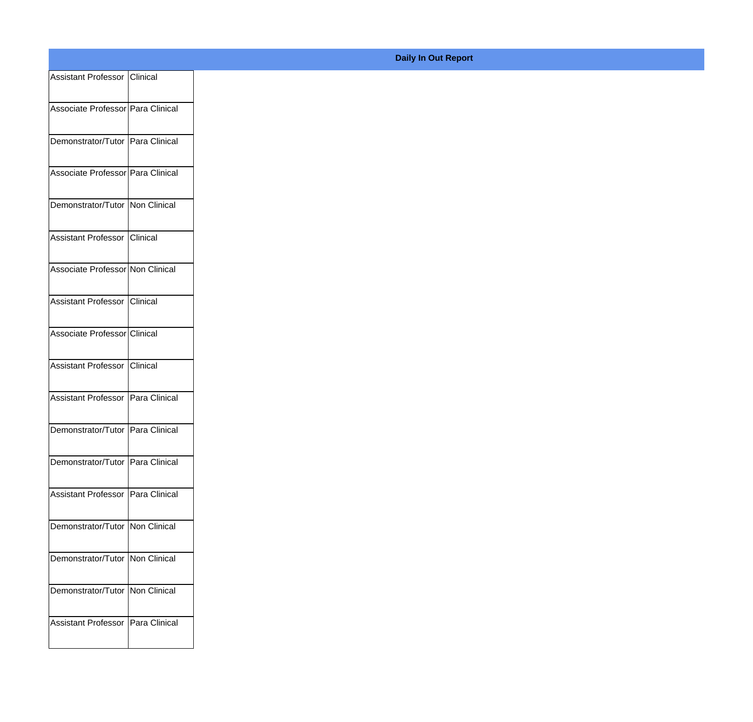**Daily In Out Report**

| | |
|---|---|
| Assistant Professor | Clinical |
| Associate Professor | Para Clinical |
| Demonstrator/Tutor | Para Clinical |
| Associate Professor | Para Clinical |
| Demonstrator/Tutor | Non Clinical |
| Assistant Professor | Clinical |
| Associate Professor | Non Clinical |
| Assistant Professor | Clinical |
| Associate Professor | Clinical |
| Assistant Professor | Clinical |
| Assistant Professor | Para Clinical |
| Demonstrator/Tutor | Para Clinical |
| Demonstrator/Tutor | Para Clinical |
| Assistant Professor | Para Clinical |
| Demonstrator/Tutor | Non Clinical |
| Demonstrator/Tutor | Non Clinical |
| Demonstrator/Tutor | Non Clinical |
| Assistant Professor | Para Clinical |